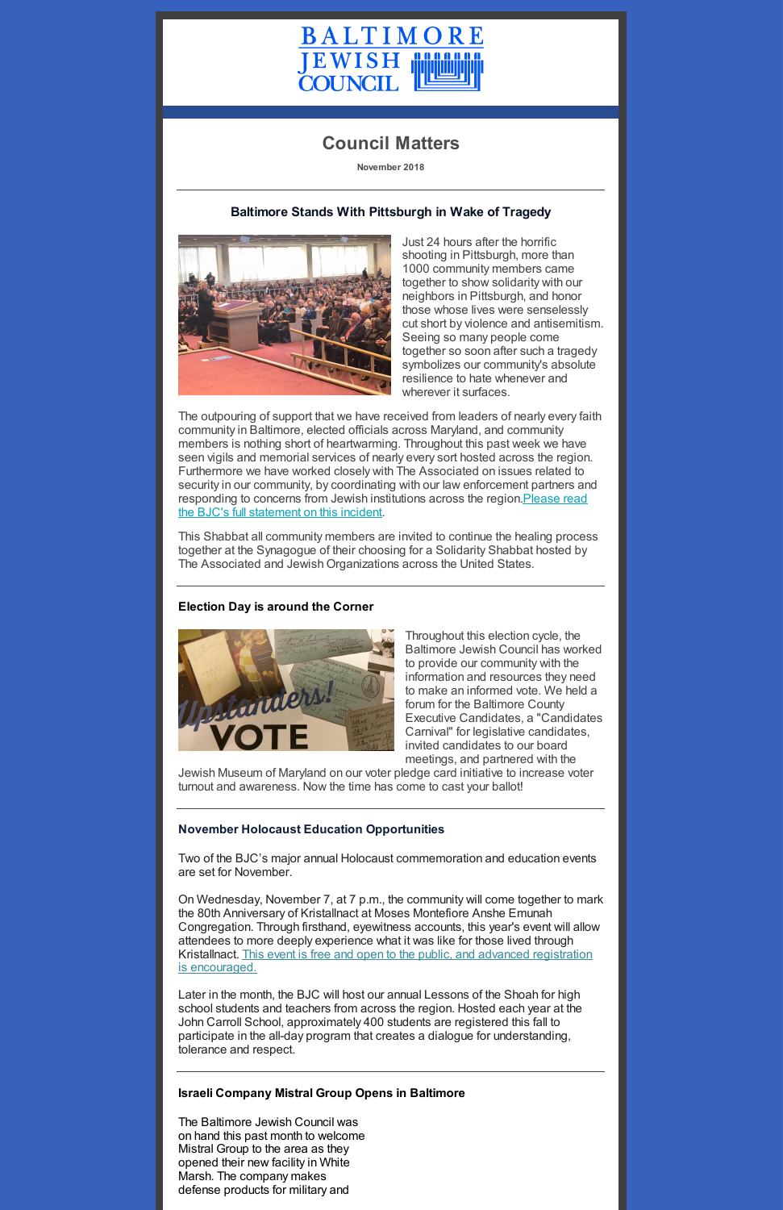BALTIMORE JEWISH COUNCIL

# Council Matters

**November 2018**

---

### Baltimore Stands With Pittsburgh in Wake of Tragedy

Just 24 hours after the horrific shooting in Pittsburgh, more than 1000 community members came together to show solidarity with our neighbors in Pittsburgh, and honor those whose lives were senselessly cut short by violence and antisemitism. Seeing so many people come together so soon after such a tragedy symbolizes our community's absolute resilience to hate whenever and wherever it surfaces.

The outpouring of support that we have received from leaders of nearly every faith community in Baltimore, elected officials across Maryland, and community members is nothing short of heartwarming. Throughout this past week we have seen vigils and memorial services of nearly every sort hosted across the region. Furthermore we have worked closely with The Associated on issues related to security in our community, by coordinating with our law enforcement partners and responding to concerns from Jewish institutions across the region.Please read the BJC's full statement on this incident.

This Shabbat all community members are invited to continue the healing process together at the Synagogue of their choosing for a Solidarity Shabbat hosted by The Associated and Jewish Organizations across the United States.

---

### Election Day is around the Corner

Throughout this election cycle, the Baltimore Jewish Council has worked to provide our community with the information and resources they need to make an informed vote. We held a forum for the Baltimore County Executive Candidates, a "Candidates Carnival" for legislative candidates, invited candidates to our board meetings, and partnered with the Jewish Museum of Maryland on our voter pledge card initiative to increase voter turnout and awareness. Now the time has come to cast your ballot!

---

### November Holocaust Education Opportunities

Two of the BJC's major annual Holocaust commemoration and education events are set for November.

On Wednesday, November 7, at 7 p.m., the community will come together to mark the 80th Anniversary of Kristallnacht at Moses Montefiore Anshe Emunah Congregation. Through firsthand, eyewitness accounts, this year's event will allow attendees to more deeply experience what it was like for those lived through Kristallnact. This event is free and open to the public, and advanced registration is encouraged.

Later in the month, the BJC will host our annual Lessons of the Shoah for high school students and teachers from across the region. Hosted each year at the John Carroll School, approximately 400 students are registered this fall to participate in the all-day program that creates a dialogue for understanding, tolerance and respect.

---

### Israeli Company Mistral Group Opens in Baltimore

The Baltimore Jewish Council was on hand this past month to welcome Mistral Group to the area as they opened their new facility in White Marsh. The company makes defense products for military and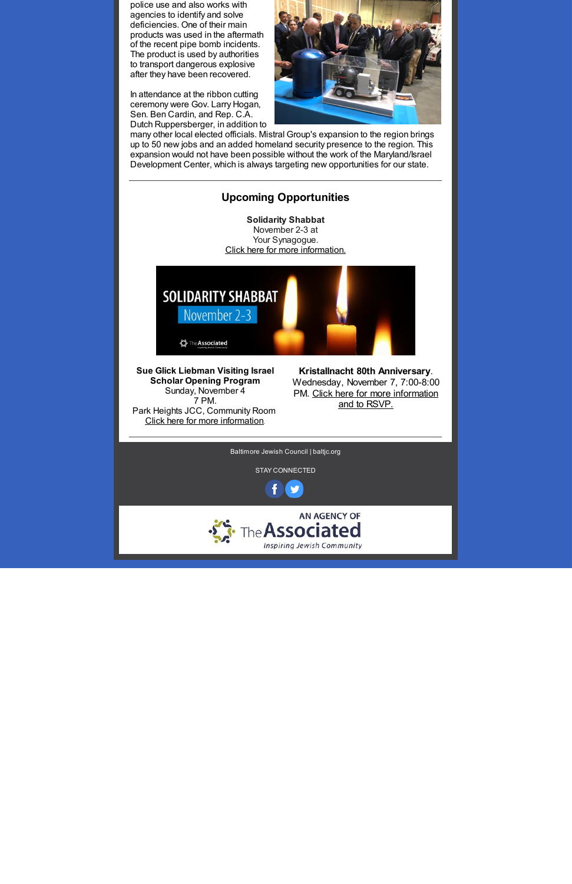police use and also works with agencies to identify and solve deficiencies. One of their main products was used in the aftermath of the recent pipe bomb incidents. The product is used by authorities to transport dangerous explosive after they have been recovered.

In attendance at the ribbon cutting ceremony were Gov. Larry Hogan, Sen. Ben Cardin, and Rep. C.A. Dutch Ruppersberger, in addition to many other local elected officials. Mistral Group's expansion to the region brings up to 50 new jobs and an added homeland security presence to the region. This expansion would not have been possible without the work of the Maryland/Israel Development Center, which is always targeting new opportunities for our state.

---

## Upcoming Opportunities

**Solidarity Shabbat**
November 2-3 at
Your Synagogue.
Click here for more information.

**Sue Glick Liebman Visiting Israel Scholar Opening Program**
Sunday, November 4
7 PM.
Park Heights JCC, Community Room
Click here for more information.

**Kristallnacht 80th Anniversary**. Wednesday, November 7, 7:00-8:00 PM. Click here for more information and to RSVP.

---

Baltimore Jewish Council | baltjc.org

STAY CONNECTED

AN AGENCY OF The Associated
Inspiring Jewish Community